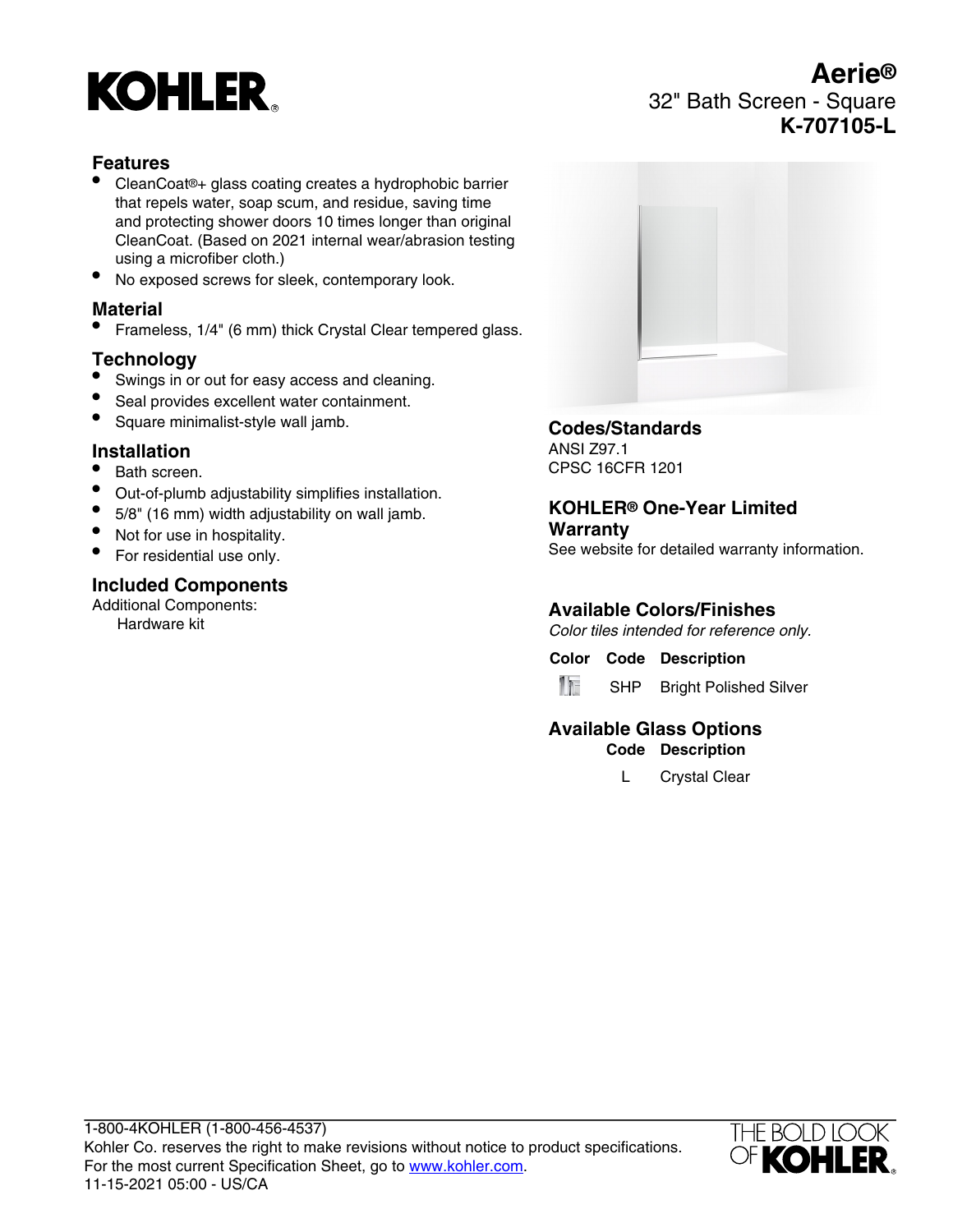# Aerie®

32" Bath Screen - Square

**K-707105-L**

## Features

- CleanCoat®+ glass coating creates a hydrophobic barrier that repels water, soap scum, and residue, saving time and protecting shower doors 10 times longer than original CleanCoat. (Based on 2021 internal wear/abrasion testing using a microfiber cloth.)
- No exposed screws for sleek, contemporary look.

## Material

- Frameless, 1/4" (6 mm) thick Crystal Clear tempered glass.

## Technology

- Swings in or out for easy access and cleaning.
- Seal provides excellent water containment.
- Square minimalist-style wall jamb.

## Installation

- Bath screen.
- Out-of-plumb adjustability simplifies installation.
- 5/8" (16 mm) width adjustability on wall jamb.
- Not for use in hospitality.
- For residential use only.

## Included Components

Additional Components:
 Hardware kit

## Codes/Standards

ANSI Z97.1
CPSC 16CFR 1201

## KOHLER® One-Year Limited Warranty

See website for detailed warranty information.

## Available Colors/Finishes

*Color tiles intended for reference only.*

| Color | Code | Description |
|---|---|---|
| | SHP | Bright Polished Silver |

## Available Glass Options

| Code | Description |
|---|---|
| L | Crystal Clear |

1-800-4KOHLER (1-800-456-4537)
Kohler Co. reserves the right to make revisions without notice to product specifications.
For the most current Specification Sheet, go to www.kohler.com.
11-15-2021 05:00 - US/CA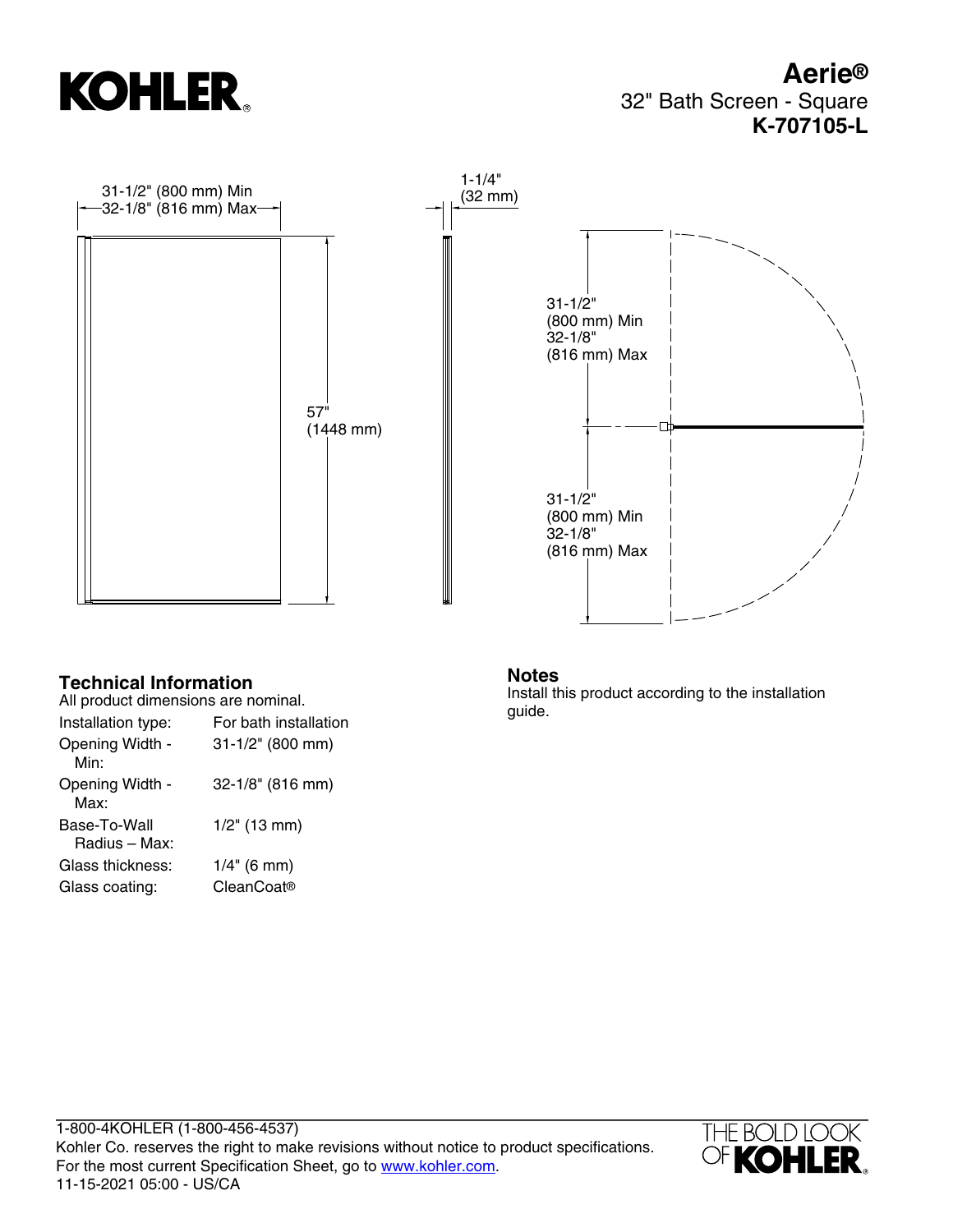**KOHLER**

# Aerie®

32" Bath Screen - Square

**K-707105-L**

31-1/2" (800 mm) Min
32-1/8" (816 mm) Max

57"
(1448 mm)

1-1/4"
(32 mm)

31-1/2"
(800 mm) Min
32-1/8"
(816 mm) Max

31-1/2"
(800 mm) Min
32-1/8"
(816 mm) Max

## Technical Information

All product dimensions are nominal.

| | |
|---|---|
| Installation type: | For bath installation |
| Opening Width - Min: | 31-1/2" (800 mm) |
| Opening Width - Max: | 32-1/8" (816 mm) |
| Base-To-Wall Radius – Max: | 1/2" (13 mm) |
| Glass thickness: | 1/4" (6 mm) |
| Glass coating: | CleanCoat® |

## Notes

Install this product according to the installation guide.

1-800-4KOHLER (1-800-456-4537)
Kohler Co. reserves the right to make revisions without notice to product specifications.
For the most current Specification Sheet, go to www.kohler.com.
11-15-2021 05:00 - US/CA

THE BOLD LOOK OF KOHLER.